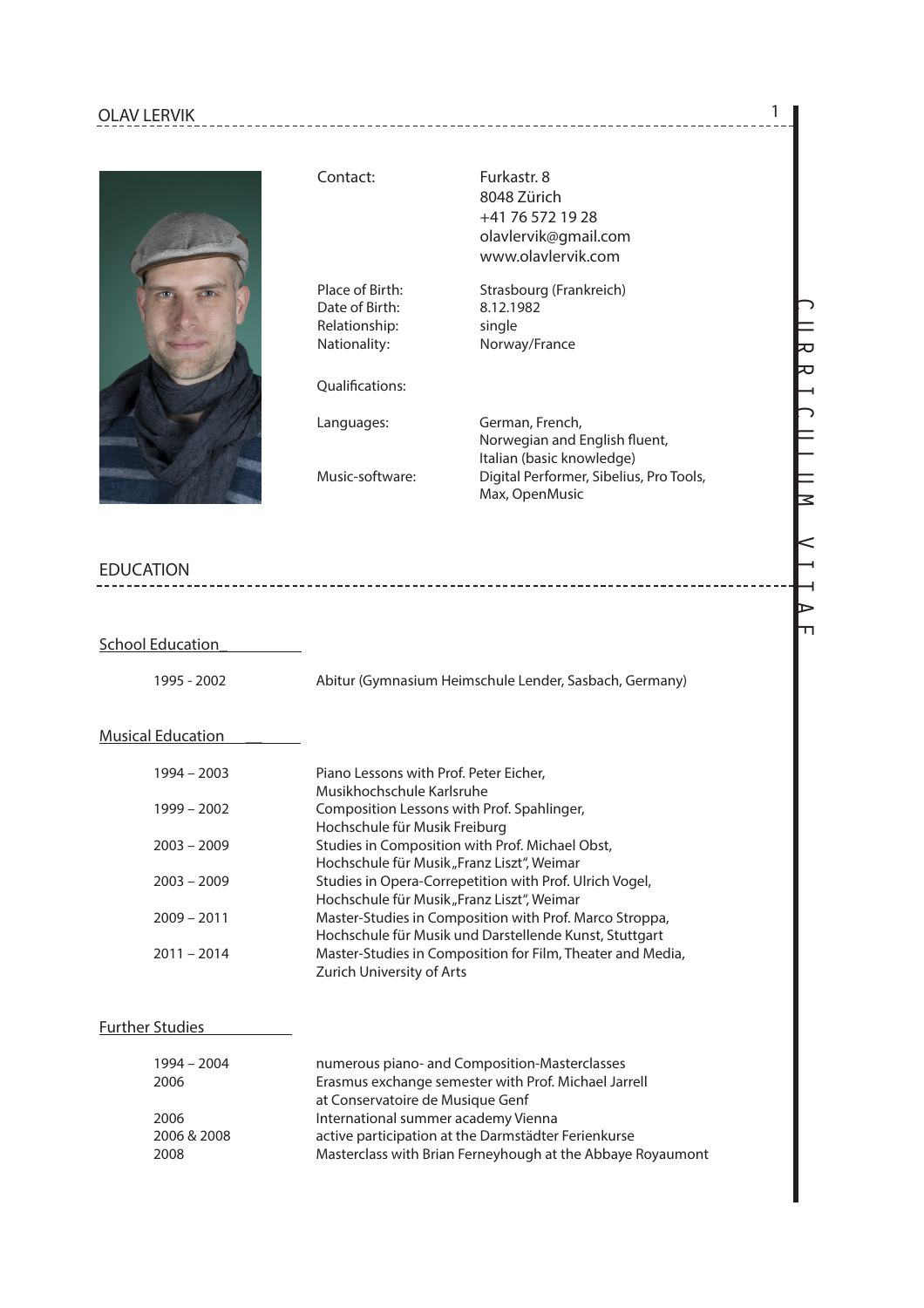# OLAV LERVIK

## CURRICULUM VITAE

| | |
|---|---|
| Contact: | Furkastr. 8<br>8048 Zürich<br>+41 76 572 19 28<br>olavlervik@gmail.com<br>www.olavlervik.com |
| Place of Birth: | Strasbourg (Frankreich) |
| Date of Birth: | 8.12.1982 |
| Relationship: | single |
| Nationality: | Norway/France |
| Qualifications: | |
| Languages: | German, French,<br>Norwegian and English fluent,<br>Italian (basic knowledge) |
| Music-software: | Digital Performer, Sibelius, Pro Tools,<br>Max, OpenMusic |

## EDUCATION

### School Education

| | |
|---|---|
| 1995 - 2002 | Abitur (Gymnasium Heimschule Lender, Sasbach, Germany) |

### Musical Education

| | |
|---|---|
| 1994 – 2003 | Piano Lessons with Prof. Peter Eicher,<br>Musikhochschule Karlsruhe |
| 1999 – 2002 | Composition Lessons with Prof. Spahlinger,<br>Hochschule für Musik Freiburg |
| 2003 – 2009 | Studies in Composition with Prof. Michael Obst,<br>Hochschule für Musik „Franz Liszt", Weimar |
| 2003 – 2009 | Studies in Opera-Correpetition with Prof. Ulrich Vogel,<br>Hochschule für Musik „Franz Liszt", Weimar |
| 2009 – 2011 | Master-Studies in Composition with Prof. Marco Stroppa,<br>Hochschule für Musik und Darstellende Kunst, Stuttgart |
| 2011 – 2014 | Master-Studies in Composition for Film, Theater and Media,<br>Zurich University of Arts |

### Further Studies

| | |
|---|---|
| 1994 – 2004 | numerous piano- and Composition-Masterclasses |
| 2006 | Erasmus exchange semester with Prof. Michael Jarrell<br>at Conservatoire de Musique Genf |
| 2006 | International summer academy Vienna |
| 2006 & 2008 | active participation at the Darmstädter Ferienkurse |
| 2008 | Masterclass with Brian Ferneyhough at the Abbaye Royaumont |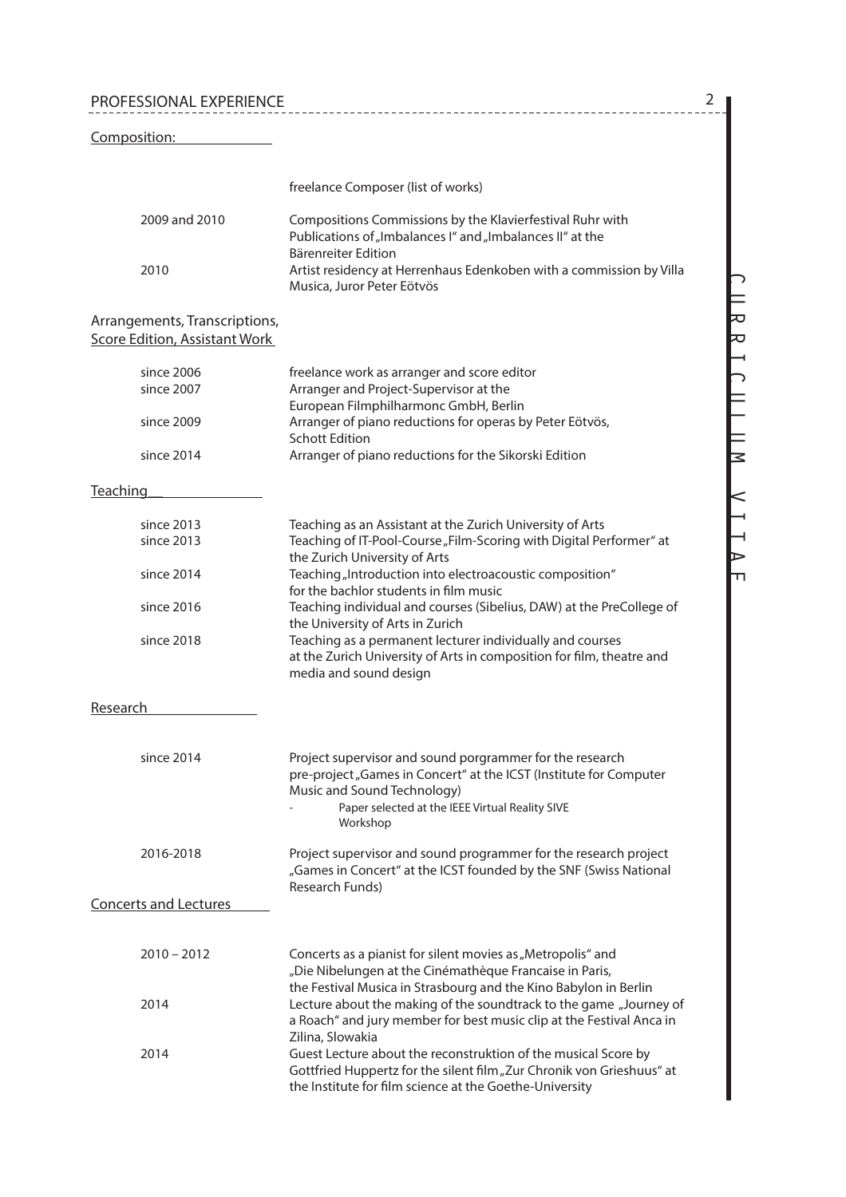## PROFESSIONAL EXPERIENCE

### Composition:

| | |
|---|---|
| | freelance Composer (list of works) |
| 2009 and 2010 | Compositions Commissions by the Klavierfestival Ruhr with Publications of „Imbalances I" and „Imbalances II" at the Bärenreiter Edition |
| 2010 | Artist residency at Herrenhaus Edenkoben with a commission by Villa Musica, Juror Peter Eötvös |

### Arrangements, Transcriptions, Score Edition, Assistant Work

| | |
|---|---|
| since 2006 | freelance work as arranger and score editor |
| since 2007 | Arranger and Project-Supervisor at the European Filmphilharmonc GmbH, Berlin |
| since 2009 | Arranger of piano reductions for operas by Peter Eötvös, Schott Edition |
| since 2014 | Arranger of piano reductions for the Sikorski Edition |

### Teaching

| | |
|---|---|
| since 2013 | Teaching as an Assistant at the Zurich University of Arts |
| since 2013 | Teaching of IT-Pool-Course „Film-Scoring with Digital Performer" at the Zurich University of Arts |
| since 2014 | Teaching „Introduction into electroacoustic composition" for the bachlor students in film music |
| since 2016 | Teaching individual and courses (Sibelius, DAW) at the PreCollege of the University of Arts in Zurich |
| since 2018 | Teaching as a permanent lecturer individually and courses at the Zurich University of Arts in composition for film, theatre and media and sound design |

### Research

| | |
|---|---|
| since 2014 | Project supervisor and sound porgrammer for the research pre-project „Games in Concert" at the ICST (Institute for Computer Music and Sound Technology)<br>- Paper selected at the IEEE Virtual Reality SIVE Workshop |
| 2016-2018 | Project supervisor and sound programmer for the research project „Games in Concert" at the ICST founded by the SNF (Swiss National Research Funds) |

### Concerts and Lectures

| | |
|---|---|
| 2010 – 2012 | Concerts as a pianist for silent movies as „Metropolis" and „Die Nibelungen at the Cinémathèque Francaise in Paris, the Festival Musica in Strasbourg and the Kino Babylon in Berlin |
| 2014 | Lecture about the making of the soundtrack to the game „Journey of a Roach" and jury member for best music clip at the Festival Anca in Zilina, Slowakia |
| 2014 | Guest Lecture about the reconstruktion of the musical Score by Gottfried Huppertz for the silent film „Zur Chronik von Grieshuus" at the Institute for film science at the Goethe-University |